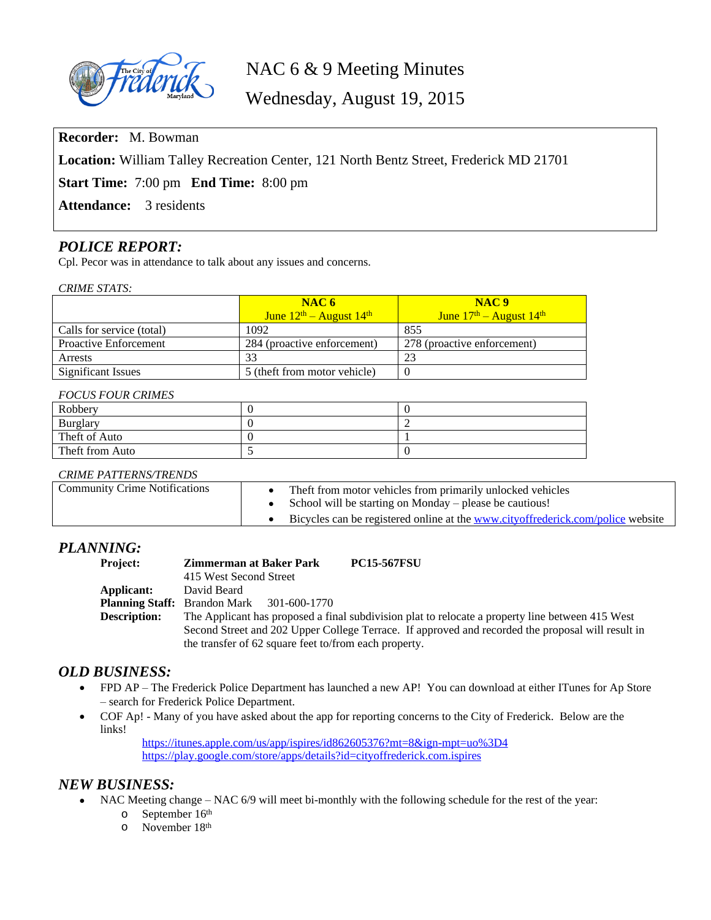# NAC 6 & 9 Meeting Minutes

## Wednesday, August 19, 2015

**Recorder:** M. Bowman

**Location:** William Talley Recreation Center, 121 North Bentz Street, Frederick MD 21701

**Start Time:** 7:00 pm **End Time:** 8:00 pm

**Attendance:** 3 residents

## *POLICE REPORT:*

Cpl. Pecor was in attendance to talk about any issues and concerns.

*CRIME STATS:*

| | **NAC 6** June 12th – August 14th | **NAC 9** June 17th – August 14th |
|---|---|---|
| Calls for service (total) | 1092 | 855 |
| Proactive Enforcement | 284 (proactive enforcement) | 278 (proactive enforcement) |
| Arrests | 33 | 23 |
| Significant Issues | 5 (theft from motor vehicle) | 0 |

*FOCUS FOUR CRIMES*

| | | |
|---|---|---|
| Robbery | 0 | 0 |
| Burglary | 0 | 2 |
| Theft of Auto | 0 | 1 |
| Theft from Auto | 5 | 0 |

*CRIME PATTERNS/TRENDS*

| | |
|---|---|
| Community Crime Notifications | • Theft from motor vehicles from primarily unlocked vehicles<br>• School will be starting on Monday – please be cautious!<br>• Bicycles can be registered online at the www.cityoffrederick.com/police website |

## *PLANNING:*

**Project:** **Zimmerman at Baker Park** **PC15-567FSU**
415 West Second Street

**Applicant:** David Beard

**Planning Staff:** Brandon Mark 301-600-1770

**Description:** The Applicant has proposed a final subdivision plat to relocate a property line between 415 West Second Street and 202 Upper College Terrace. If approved and recorded the proposal will result in the transfer of 62 square feet to/from each property.

## *OLD BUSINESS:*

- FPD AP – The Frederick Police Department has launched a new AP! You can download at either ITunes for Ap Store – search for Frederick Police Department.
- COF Ap! - Many of you have asked about the app for reporting concerns to the City of Frederick. Below are the links!
  - https://itunes.apple.com/us/app/ispires/id862605376?mt=8&ign-mpt=uo%3D4
  - https://play.google.com/store/apps/details?id=cityoffrederick.com.ispires

## *NEW BUSINESS:*

- NAC Meeting change – NAC 6/9 will meet bi-monthly with the following schedule for the rest of the year:
  - September 16th
  - November 18th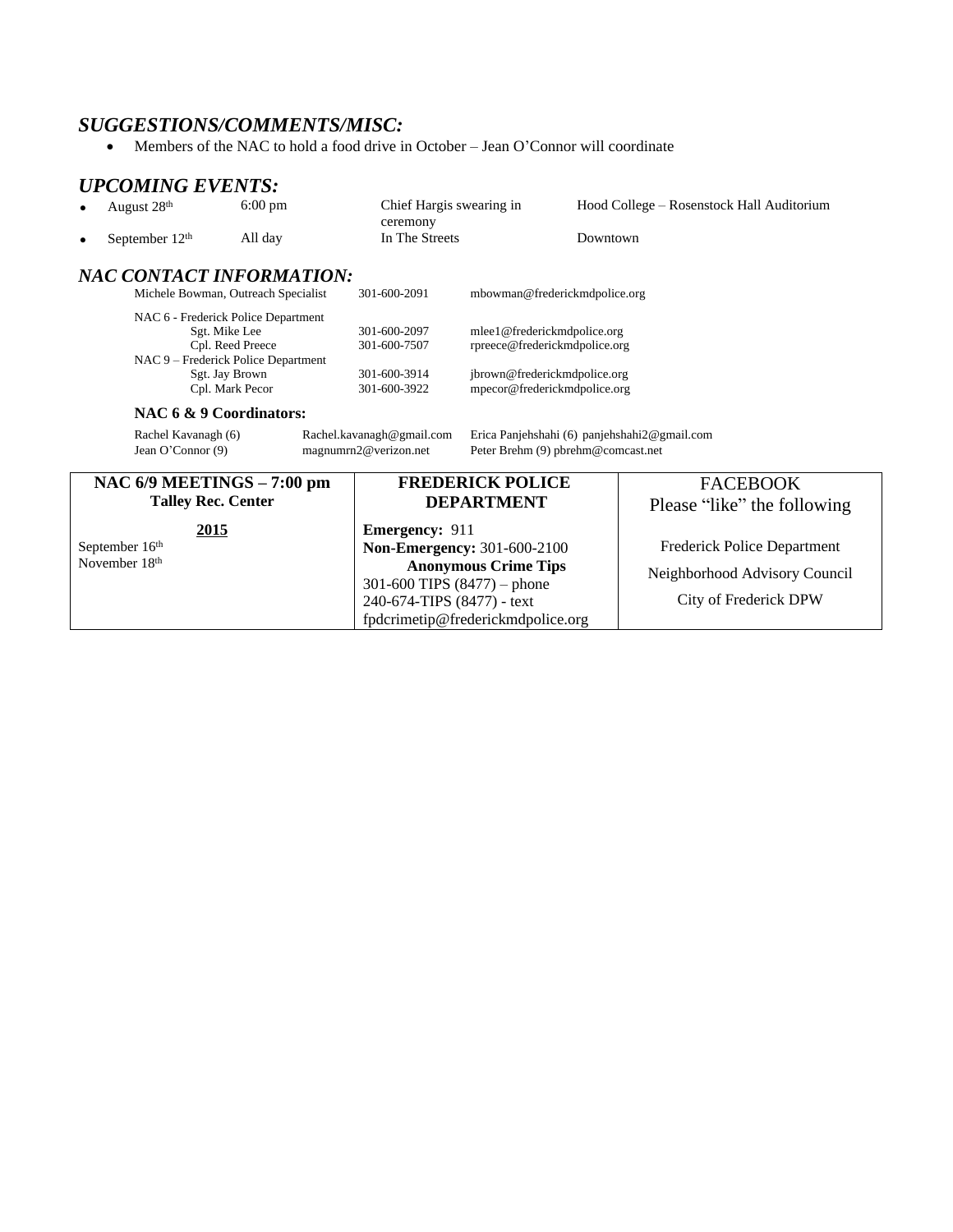## *SUGGESTIONS/COMMENTS/MISC:*

- Members of the NAC to hold a food drive in October – Jean O'Connor will coordinate

## *UPCOMING EVENTS:*

| | | | |
|---|---|---|---|
| • August 28th | 6:00 pm | Chief Hargis swearing in ceremony | Hood College – Rosenstock Hall Auditorium |
| • September 12th | All day | In The Streets | Downtown |

## *NAC CONTACT INFORMATION:*

| | | |
|---|---|---|
| Michele Bowman, Outreach Specialist | 301-600-2091 | mbowman@frederickmdpolice.org |
| NAC 6 - Frederick Police Department | | |
| Sgt. Mike Lee | 301-600-2097 | mlee1@frederickmdpolice.org |
| Cpl. Reed Preece | 301-600-7507 | rpreece@frederickmdpolice.org |
| NAC 9 – Frederick Police Department | | |
| Sgt. Jay Brown | 301-600-3914 | jbrown@frederickmdpolice.org |
| Cpl. Mark Pecor | 301-600-3922 | mpecor@frederickmdpolice.org |

**NAC 6 & 9 Coordinators:**

| | | |
|---|---|---|
| Rachel Kavanagh (6) | Rachel.kavanagh@gmail.com | Erica Panjehshahi (6) panjehshahi2@gmail.com |
| Jean O'Connor (9) | magnumrn2@verizon.net | Peter Brehm (9) pbrehm@comcast.net |

| NAC 6/9 MEETINGS – 7:00 pm<br>Talley Rec. Center | FREDERICK POLICE DEPARTMENT | FACEBOOK<br>Please "like" the following |
|---|---|---|
| **2015**<br>September 16th<br>November 18th | **Emergency:** 911<br>**Non-Emergency:** 301-600-2100<br>**Anonymous Crime Tips**<br>301-600 TIPS (8477) – phone<br>240-674-TIPS (8477) - text<br>fpdcrimetip@frederickmdpolice.org | Frederick Police Department<br>Neighborhood Advisory Council<br>City of Frederick DPW |